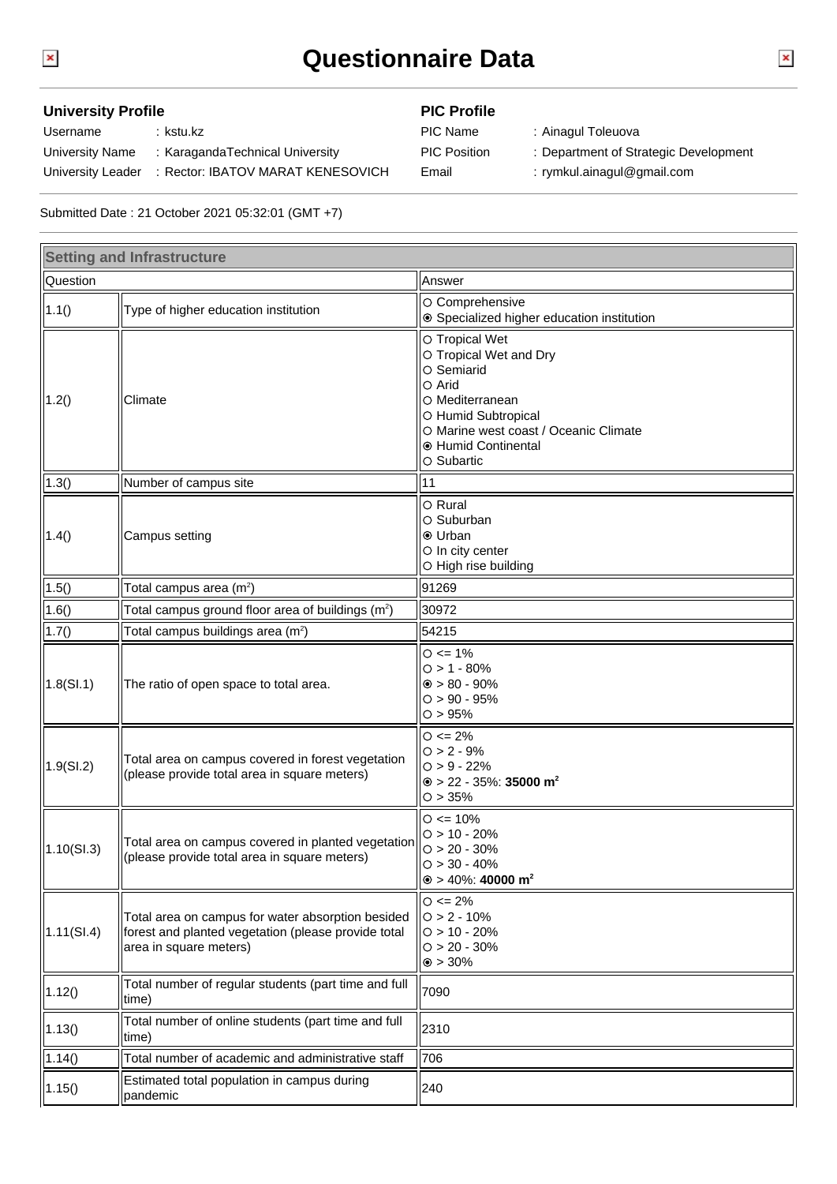# Questionnaire Data

## University Profile

Username : kstu.kz
University Name : KaragandaTechnical University
University Leader : Rector: IBATOV MARAT KENESOVICH

## PIC Profile

PIC Name : Ainagul Toleuova
PIC Position : Department of Strategic Development
Email : rymkul.ainagul@gmail.com

Submitted Date : 21 October 2021 05:32:01 (GMT +7)

## Setting and Infrastructure

| Question | | Answer |
|---|---|---|
| 1.1() | Type of higher education institution | ○ Comprehensive<br>◉ Specialized higher education institution |
| 1.2() | Climate | ○ Tropical Wet<br>○ Tropical Wet and Dry<br>○ Semiarid<br>○ Arid<br>○ Mediterranean<br>○ Humid Subtropical<br>○ Marine west coast / Oceanic Climate<br>◉ Humid Continental<br>○ Subartic |
| 1.3() | Number of campus site | 11 |
| 1.4() | Campus setting | ○ Rural<br>○ Suburban<br>◉ Urban<br>○ In city center<br>○ High rise building |
| 1.5() | Total campus area ($m^2$) | 91269 |
| 1.6() | Total campus ground floor area of buildings ($m^2$) | 30972 |
| 1.7() | Total campus buildings area ($m^2$) | 54215 |
| 1.8(SI.1) | The ratio of open space to total area. | ○ <= 1%<br>○ > 1 - 80%<br>◉ > 80 - 90%<br>○ > 90 - 95%<br>○ > 95% |
| 1.9(SI.2) | Total area on campus covered in forest vegetation (please provide total area in square meters) | ○ <= 2%<br>○ > 2 - 9%<br>○ > 9 - 22%<br>◉ > 22 - 35%: **35000 $m^2$**<br>○ > 35% |
| 1.10(SI.3) | Total area on campus covered in planted vegetation (please provide total area in square meters) | ○ <= 10%<br>○ > 10 - 20%<br>○ > 20 - 30%<br>○ > 30 - 40%<br>◉ > 40%: **40000 $m^2$** |
| 1.11(SI.4) | Total area on campus for water absorption besided forest and planted vegetation (please provide total area in square meters) | ○ <= 2%<br>○ > 2 - 10%<br>○ > 10 - 20%<br>○ > 20 - 30%<br>◉ > 30% |
| 1.12() | Total number of regular students (part time and full time) | 7090 |
| 1.13() | Total number of online students (part time and full time) | 2310 |
| 1.14() | Total number of academic and administrative staff | 706 |
| 1.15() | Estimated total population in campus during pandemic | 240 |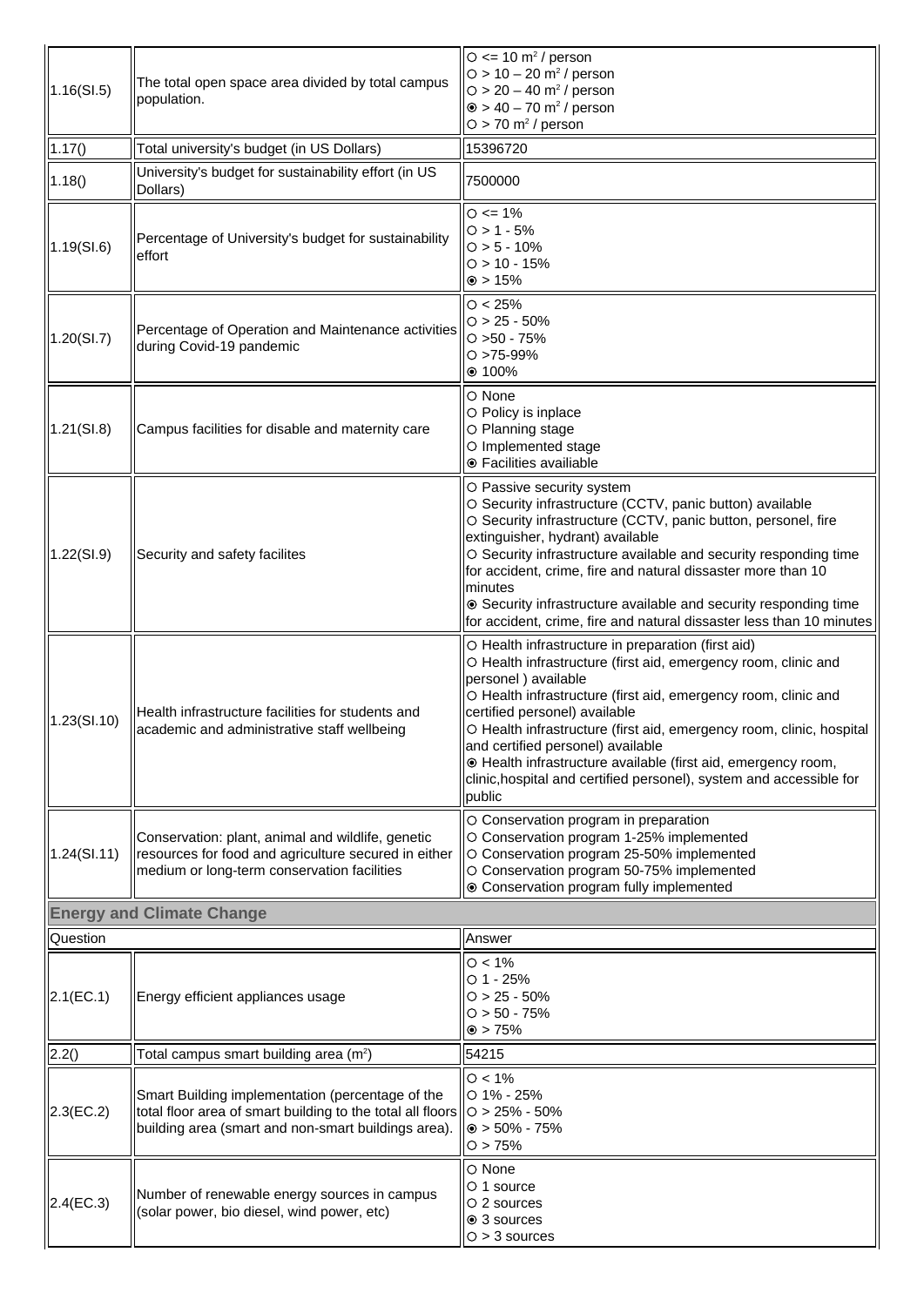| | | |
|---|---|---|
| 1.16(SI.5) | The total open space area divided by total campus population. | ○ <= 10 $m^2$ / person<br>○ > 10 – 20 $m^2$ / person<br>○ > 20 – 40 $m^2$ / person<br>◉ > 40 – 70 $m^2$ / person<br>○ > 70 $m^2$ / person |
| 1.17() | Total university's budget (in US Dollars) | 15396720 |
| 1.18() | University's budget for sustainability effort (in US Dollars) | 7500000 |
| 1.19(SI.6) | Percentage of University's budget for sustainability effort | ○ <= 1%<br>○ > 1 - 5%<br>○ > 5 - 10%<br>○ > 10 - 15%<br>◉ > 15% |
| 1.20(SI.7) | Percentage of Operation and Maintenance activities during Covid-19 pandemic | ○ < 25%<br>○ > 25 - 50%<br>○ >50 - 75%<br>○ >75-99%<br>◉ 100% |
| 1.21(SI.8) | Campus facilities for disable and maternity care | ○ None<br>○ Policy is inplace<br>○ Planning stage<br>○ Implemented stage<br>◉ Facilities availiable |
| 1.22(SI.9) | Security and safety facilites | ○ Passive security system<br>○ Security infrastructure (CCTV, panic button) available<br>○ Security infrastructure (CCTV, panic button, personel, fire extinguisher, hydrant) available<br>○ Security infrastructure available and security responding time for accident, crime, fire and natural dissaster more than 10 minutes<br>◉ Security infrastructure available and security responding time for accident, crime, fire and natural dissaster less than 10 minutes |
| 1.23(SI.10) | Health infrastructure facilities for students and academic and administrative staff wellbeing | ○ Health infrastructure in preparation (first aid)<br>○ Health infrastructure (first aid, emergency room, clinic and personel ) available<br>○ Health infrastructure (first aid, emergency room, clinic and certified personel) available<br>○ Health infrastructure (first aid, emergency room, clinic, hospital and certified personel) available<br>◉ Health infrastructure available (first aid, emergency room, clinic,hospital and certified personel), system and accessible for public |
| 1.24(SI.11) | Conservation: plant, animal and wildlife, genetic resources for food and agriculture secured in either medium or long-term conservation facilities | ○ Conservation program in preparation<br>○ Conservation program 1-25% implemented<br>○ Conservation program 25-50% implemented<br>○ Conservation program 50-75% implemented<br>◉ Conservation program fully implemented |

## Energy and Climate Change

| Question | | Answer |
|---|---|---|
| 2.1(EC.1) | Energy efficient appliances usage | ○ < 1%<br>○ 1 - 25%<br>○ > 25 - 50%<br>○ > 50 - 75%<br>◉ > 75% |
| 2.2() | Total campus smart building area ($m^2$) | 54215 |
| 2.3(EC.2) | Smart Building implementation (percentage of the total floor area of smart building to the total all floors building area (smart and non-smart buildings area). | ○ < 1%<br>○ 1% - 25%<br>○ > 25% - 50%<br>◉ > 50% - 75%<br>○ > 75% |
| 2.4(EC.3) | Number of renewable energy sources in campus (solar power, bio diesel, wind power, etc) | ○ None<br>○ 1 source<br>○ 2 sources<br>◉ 3 sources<br>○ > 3 sources |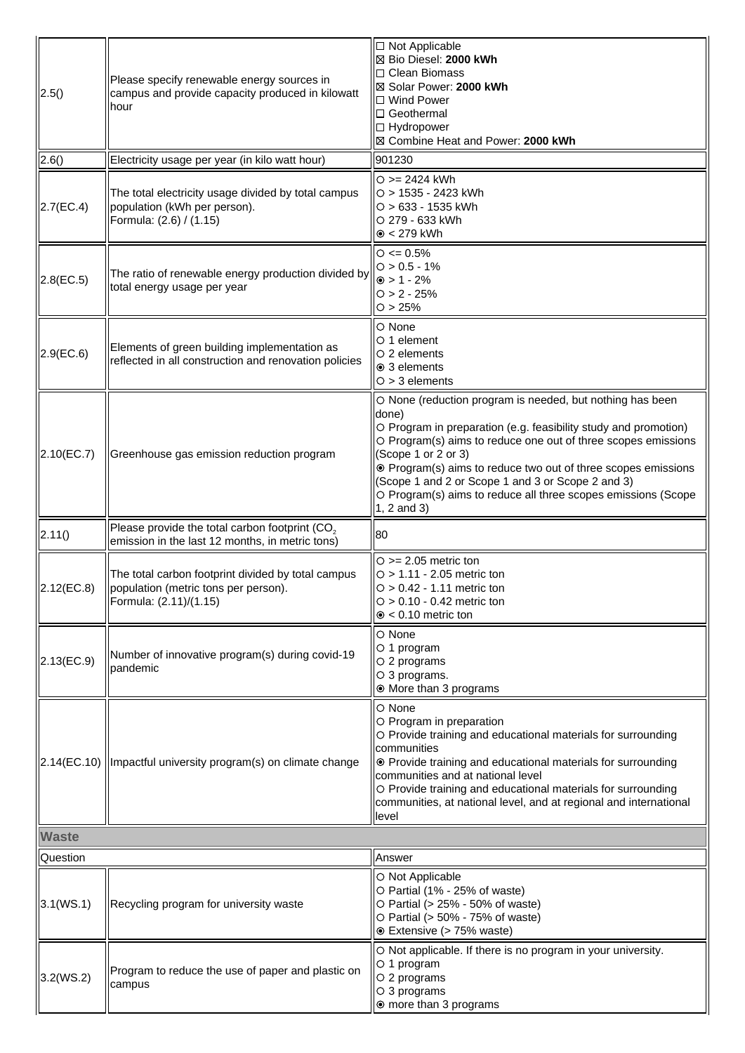| | | |
|---|---|---|
| 2.5() | Please specify renewable energy sources in campus and provide capacity produced in kilowatt hour | ☐ Not Applicable<br>☒ Bio Diesel: **2000 kWh**<br>☐ Clean Biomass<br>☒ Solar Power: **2000 kWh**<br>☐ Wind Power<br>☐ Geothermal<br>☐ Hydropower<br>☒ Combine Heat and Power: **2000 kWh** |
| 2.6() | Electricity usage per year (in kilo watt hour) | 901230 |
| 2.7(EC.4) | The total electricity usage divided by total campus population (kWh per person).<br>Formula: (2.6) / (1.15) | ○ >= 2424 kWh<br>○ > 1535 - 2423 kWh<br>○ > 633 - 1535 kWh<br>○ 279 - 633 kWh<br>◉ < 279 kWh |
| 2.8(EC.5) | The ratio of renewable energy production divided by total energy usage per year | ○ <= 0.5%<br>○ > 0.5 - 1%<br>◉ > 1 - 2%<br>○ > 2 - 25%<br>○ > 25% |
| 2.9(EC.6) | Elements of green building implementation as reflected in all construction and renovation policies | ○ None<br>○ 1 element<br>○ 2 elements<br>◉ 3 elements<br>○ > 3 elements |
| 2.10(EC.7) | Greenhouse gas emission reduction program | ○ None (reduction program is needed, but nothing has been done)<br>○ Program in preparation (e.g. feasibility study and promotion)<br>○ Program(s) aims to reduce one out of three scopes emissions (Scope 1 or 2 or 3)<br>◉ Program(s) aims to reduce two out of three scopes emissions (Scope 1 and 2 or Scope 1 and 3 or Scope 2 and 3)<br>○ Program(s) aims to reduce all three scopes emissions (Scope 1, 2 and 3) |
| 2.11() | Please provide the total carbon footprint ($CO_2$ emission in the last 12 months, in metric tons) | 80 |
| 2.12(EC.8) | The total carbon footprint divided by total campus population (metric tons per person).<br>Formula: (2.11)/(1.15) | ○ >= 2.05 metric ton<br>○ > 1.11 - 2.05 metric ton<br>○ > 0.42 - 1.11 metric ton<br>○ > 0.10 - 0.42 metric ton<br>◉ < 0.10 metric ton |
| 2.13(EC.9) | Number of innovative program(s) during covid-19 pandemic | ○ None<br>○ 1 program<br>○ 2 programs<br>○ 3 programs.<br>◉ More than 3 programs |
| 2.14(EC.10) | Impactful university program(s) on climate change | ○ None<br>○ Program in preparation<br>○ Provide training and educational materials for surrounding communities<br>◉ Provide training and educational materials for surrounding communities and at national level<br>○ Provide training and educational materials for surrounding communities, at national level, and at regional and international level |

**Waste**

| Question | | Answer |
|---|---|---|
| 3.1(WS.1) | Recycling program for university waste | ○ Not Applicable<br>○ Partial (1% - 25% of waste)<br>○ Partial (> 25% - 50% of waste)<br>○ Partial (> 50% - 75% of waste)<br>◉ Extensive (> 75% waste) |
| 3.2(WS.2) | Program to reduce the use of paper and plastic on campus | ○ Not applicable. If there is no program in your university.<br>○ 1 program<br>○ 2 programs<br>○ 3 programs<br>◉ more than 3 programs |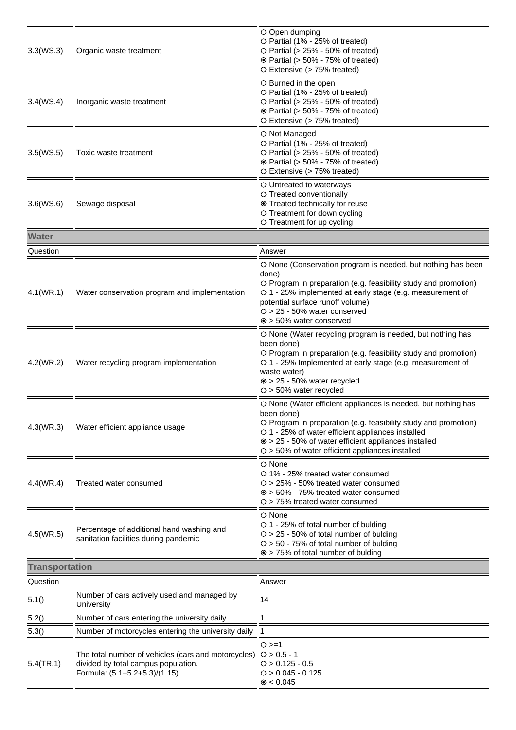| | | |
|---|---|---|
| 3.3(WS.3) | Organic waste treatment | ○ Open dumping<br>○ Partial (1% - 25% of treated)<br>○ Partial (> 25% - 50% of treated)<br>◉ Partial (> 50% - 75% of treated)<br>○ Extensive (> 75% treated) |
| 3.4(WS.4) | Inorganic waste treatment | ○ Burned in the open<br>○ Partial (1% - 25% of treated)<br>○ Partial (> 25% - 50% of treated)<br>◉ Partial (> 50% - 75% of treated)<br>○ Extensive (> 75% treated) |
| 3.5(WS.5) | Toxic waste treatment | ○ Not Managed<br>○ Partial (1% - 25% of treated)<br>○ Partial (> 25% - 50% of treated)<br>◉ Partial (> 50% - 75% of treated)<br>○ Extensive (> 75% treated) |
| 3.6(WS.6) | Sewage disposal | ○ Untreated to waterways<br>○ Treated conventionally<br>◉ Treated technically for reuse<br>○ Treatment for down cycling<br>○ Treatment for up cycling |

**Water**

| Question | | Answer |
|---|---|---|
| 4.1(WR.1) | Water conservation program and implementation | ○ None (Conservation program is needed, but nothing has been done)<br>○ Program in preparation (e.g. feasibility study and promotion)<br>○ 1 - 25% implemented at early stage (e.g. measurement of potential surface runoff volume)<br>○ > 25 - 50% water conserved<br>◉ > 50% water conserved |
| 4.2(WR.2) | Water recycling program implementation | ○ None (Water recycling program is needed, but nothing has been done)<br>○ Program in preparation (e.g. feasibility study and promotion)<br>○ 1 - 25% Implemented at early stage (e.g. measurement of waste water)<br>◉ > 25 - 50% water recycled<br>○ > 50% water recycled |
| 4.3(WR.3) | Water efficient appliance usage | ○ None (Water efficient appliances is needed, but nothing has been done)<br>○ Program in preparation (e.g. feasibility study and promotion)<br>○ 1 - 25% of water efficient appliances installed<br>◉ > 25 - 50% of water efficient appliances installed<br>○ > 50% of water efficient appliances installed |
| 4.4(WR.4) | Treated water consumed | ○ None<br>○ 1% - 25% treated water consumed<br>○ > 25% - 50% treated water consumed<br>◉ > 50% - 75% treated water consumed<br>○ > 75% treated water consumed |
| 4.5(WR.5) | Percentage of additional hand washing and sanitation facilities during pandemic | ○ None<br>○ 1 - 25% of total number of bulding<br>○ > 25 - 50% of total number of bulding<br>○ > 50 - 75% of total number of bulding<br>◉ > 75% of total number of bulding |

**Transportation**

| Question | | Answer |
|---|---|---|
| 5.1() | Number of cars actively used and managed by University | 14 |
| 5.2() | Number of cars entering the university daily | 1 |
| 5.3() | Number of motorcycles entering the university daily | 1 |
| 5.4(TR.1) | The total number of vehicles (cars and motorcycles) divided by total campus population.<br>Formula: (5.1+5.2+5.3)/(1.15) | ○ >=1<br>○ > 0.5 - 1<br>○ > 0.125 - 0.5<br>○ > 0.045 - 0.125<br>◉ < 0.045 |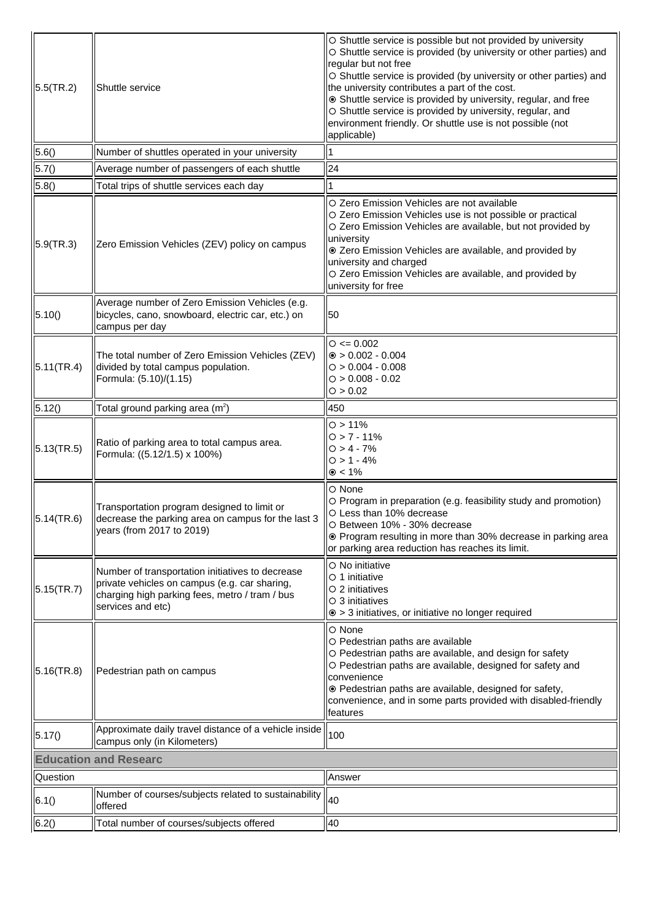| | | |
|---|---|---|
| 5.5(TR.2) | Shuttle service | ○ Shuttle service is possible but not provided by university<br>○ Shuttle service is provided (by university or other parties) and regular but not free<br>○ Shuttle service is provided (by university or other parties) and the university contributes a part of the cost.<br>◉ Shuttle service is provided by university, regular, and free<br>○ Shuttle service is provided by university, regular, and environment friendly. Or shuttle use is not possible (not applicable) |
| 5.6() | Number of shuttles operated in your university | 1 |
| 5.7() | Average number of passengers of each shuttle | 24 |
| 5.8() | Total trips of shuttle services each day | 1 |
| 5.9(TR.3) | Zero Emission Vehicles (ZEV) policy on campus | ○ Zero Emission Vehicles are not available<br>○ Zero Emission Vehicles use is not possible or practical<br>○ Zero Emission Vehicles are available, but not provided by university<br>◉ Zero Emission Vehicles are available, and provided by university and charged<br>○ Zero Emission Vehicles are available, and provided by university for free |
| 5.10() | Average number of Zero Emission Vehicles (e.g. bicycles, cano, snowboard, electric car, etc.) on campus per day | 50 |
| 5.11(TR.4) | The total number of Zero Emission Vehicles (ZEV) divided by total campus population.<br>Formula: (5.10)/(1.15) | ○ <= 0.002<br>◉ > 0.002 - 0.004<br>○ > 0.004 - 0.008<br>○ > 0.008 - 0.02<br>○ > 0.02 |
| 5.12() | Total ground parking area ($m^2$) | 450 |
| 5.13(TR.5) | Ratio of parking area to total campus area.<br>Formula: ((5.12/1.5) x 100%) | ○ > 11%<br>○ > 7 - 11%<br>○ > 4 - 7%<br>○ > 1 - 4%<br>◉ < 1% |
| 5.14(TR.6) | Transportation program designed to limit or decrease the parking area on campus for the last 3 years (from 2017 to 2019) | ○ None<br>○ Program in preparation (e.g. feasibility study and promotion)<br>○ Less than 10% decrease<br>○ Between 10% - 30% decrease<br>◉ Program resulting in more than 30% decrease in parking area or parking area reduction has reaches its limit. |
| 5.15(TR.7) | Number of transportation initiatives to decrease private vehicles on campus (e.g. car sharing, charging high parking fees, metro / tram / bus services and etc) | ○ No initiative<br>○ 1 initiative<br>○ 2 initiatives<br>○ 3 initiatives<br>◉ > 3 initiatives, or initiative no longer required |
| 5.16(TR.8) | Pedestrian path on campus | ○ None<br>○ Pedestrian paths are available<br>○ Pedestrian paths are available, and design for safety<br>○ Pedestrian paths are available, designed for safety and convenience<br>◉ Pedestrian paths are available, designed for safety, convenience, and in some parts provided with disabled-friendly features |
| 5.17() | Approximate daily travel distance of a vehicle inside campus only (in Kilometers) | 100 |

**Education and Researc**

| Question | | Answer |
|---|---|---|
| 6.1() | Number of courses/subjects related to sustainability offered | 40 |
| 6.2() | Total number of courses/subjects offered | 40 |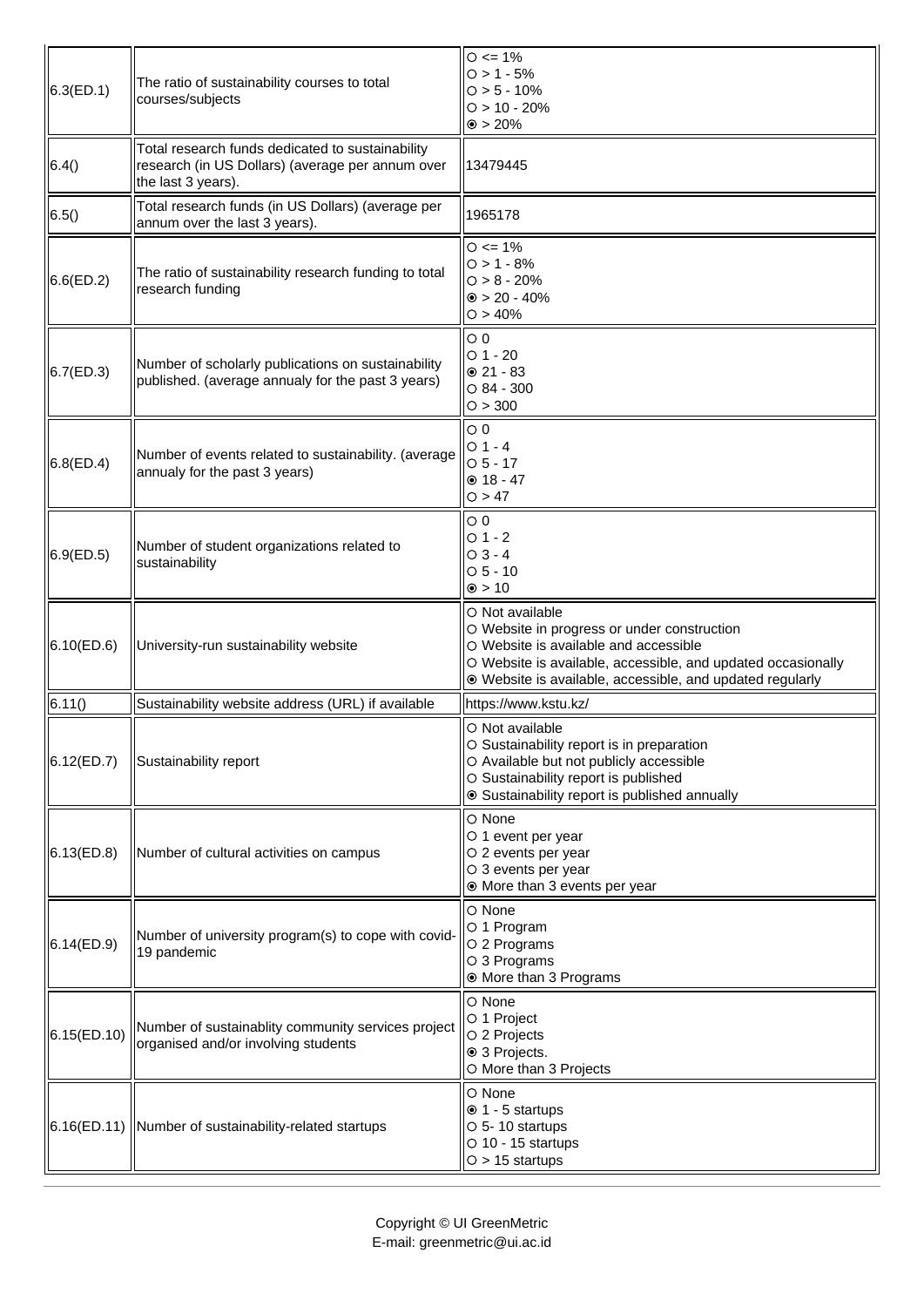| | | |
|---|---|---|
| 6.3(ED.1) | The ratio of sustainability courses to total courses/subjects | ○ <= 1%<br>○ > 1 - 5%<br>○ > 5 - 10%<br>○ > 10 - 20%<br>◉ > 20% |
| 6.4() | Total research funds dedicated to sustainability research (in US Dollars) (average per annum over the last 3 years). | 13479445 |
| 6.5() | Total research funds (in US Dollars) (average per annum over the last 3 years). | 1965178 |
| 6.6(ED.2) | The ratio of sustainability research funding to total research funding | ○ <= 1%<br>○ > 1 - 8%<br>○ > 8 - 20%<br>◉ > 20 - 40%<br>○ > 40% |
| 6.7(ED.3) | Number of scholarly publications on sustainability published. (average annualy for the past 3 years) | ○ 0<br>○ 1 - 20<br>◉ 21 - 83<br>○ 84 - 300<br>○ > 300 |
| 6.8(ED.4) | Number of events related to sustainability. (average annualy for the past 3 years) | ○ 0<br>○ 1 - 4<br>○ 5 - 17<br>◉ 18 - 47<br>○ > 47 |
| 6.9(ED.5) | Number of student organizations related to sustainability | ○ 0<br>○ 1 - 2<br>○ 3 - 4<br>○ 5 - 10<br>◉ > 10 |
| 6.10(ED.6) | University-run sustainability website | ○ Not available<br>○ Website in progress or under construction<br>○ Website is available and accessible<br>○ Website is available, accessible, and updated occasionally<br>◉ Website is available, accessible, and updated regularly |
| 6.11() | Sustainability website address (URL) if available | https://www.kstu.kz/ |
| 6.12(ED.7) | Sustainability report | ○ Not available<br>○ Sustainability report is in preparation<br>○ Available but not publicly accessible<br>○ Sustainability report is published<br>◉ Sustainability report is published annually |
| 6.13(ED.8) | Number of cultural activities on campus | ○ None<br>○ 1 event per year<br>○ 2 events per year<br>○ 3 events per year<br>◉ More than 3 events per year |
| 6.14(ED.9) | Number of university program(s) to cope with covid-19 pandemic | ○ None<br>○ 1 Program<br>○ 2 Programs<br>○ 3 Programs<br>◉ More than 3 Programs |
| 6.15(ED.10) | Number of sustainablity community services project organised and/or involving students | ○ None<br>○ 1 Project<br>○ 2 Projects<br>◉ 3 Projects.<br>○ More than 3 Projects |
| 6.16(ED.11) | Number of sustainability-related startups | ○ None<br>◉ 1 - 5 startups<br>○ 5- 10 startups<br>○ 10 - 15 startups<br>○ > 15 startups |

Copyright © UI GreenMetric
E-mail: greenmetric@ui.ac.id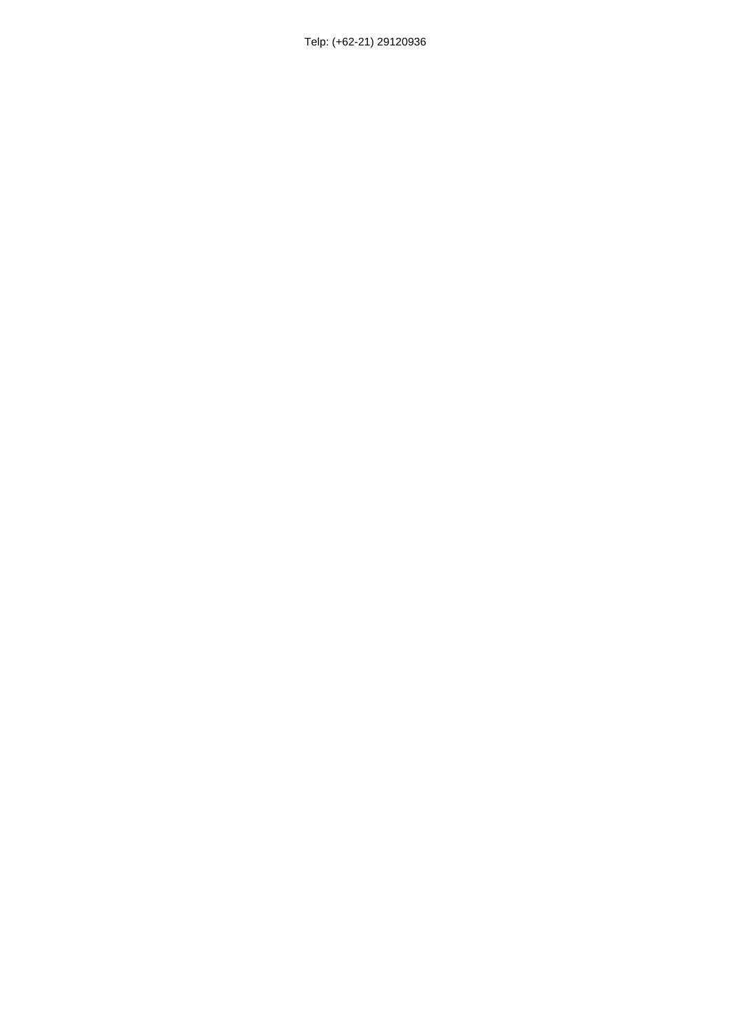Telp: (+62-21) 29120936